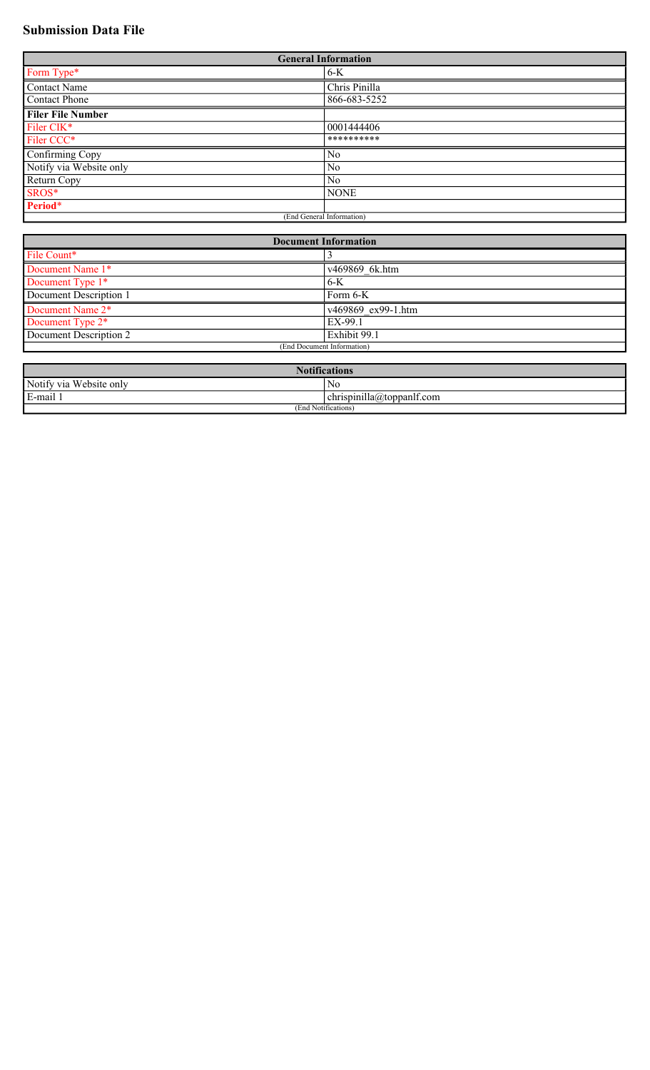# Submission Data File

| General Information | |
|---|---|
| Form Type* | 6-K |
| Contact Name | Chris Pinilla |
| Contact Phone | 866-683-5252 |
| **Filer File Number** | |
| Filer CIK* | 0001444406 |
| Filer CCC* | ********** |
| Confirming Copy | No |
| Notify via Website only | No |
| Return Copy | No |
| SROS* | NONE |
| **Period*** | |
| (End General Information) | |

| Document Information | |
|---|---|
| File Count* | 3 |
| Document Name 1* | v469869_6k.htm |
| Document Type 1* | 6-K |
| Document Description 1 | Form 6-K |
| Document Name 2* | v469869_ex99-1.htm |
| Document Type 2* | EX-99.1 |
| Document Description 2 | Exhibit 99.1 |
| (End Document Information) | |

| Notifications | |
|---|---|
| Notify via Website only | No |
| E-mail 1 | chrispinilla@toppanlf.com |
| (End Notifications) | |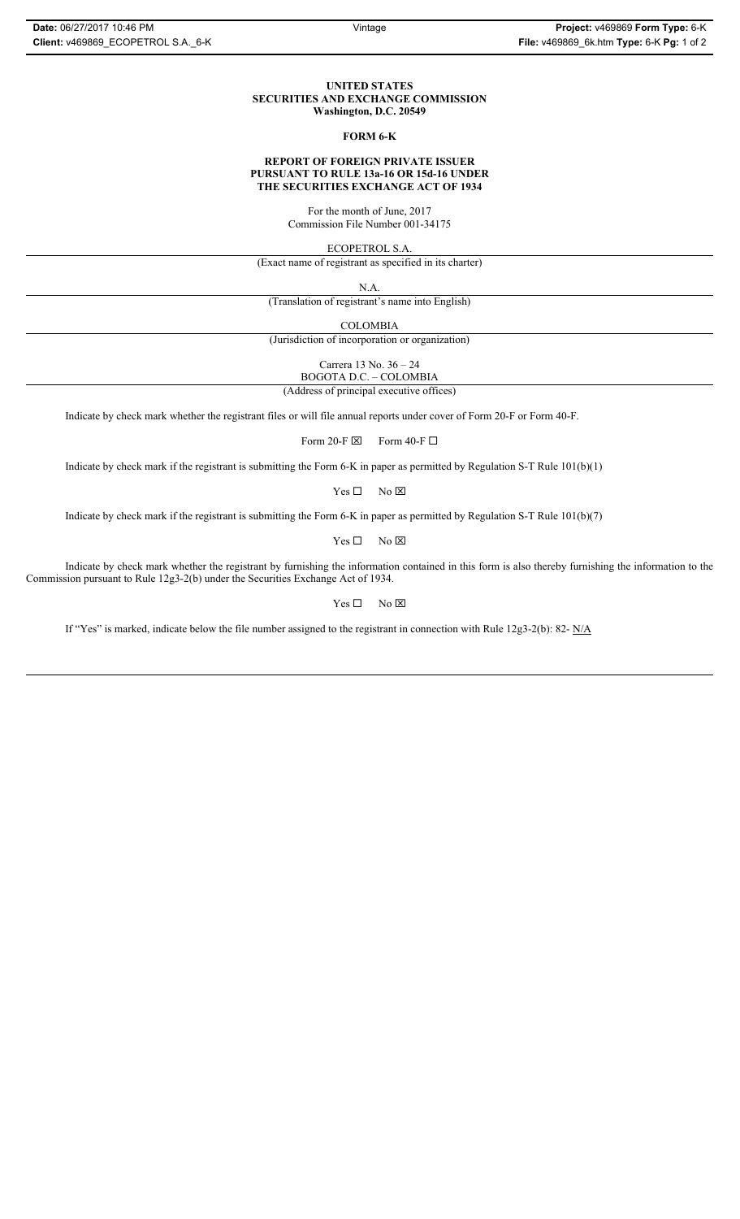**UNITED STATES**
**SECURITIES AND EXCHANGE COMMISSION**
**Washington, D.C. 20549**

**FORM 6-K**

**REPORT OF FOREIGN PRIVATE ISSUER**
**PURSUANT TO RULE 13a-16 OR 15d-16 UNDER**
**THE SECURITIES EXCHANGE ACT OF 1934**

For the month of June, 2017
Commission File Number 001-34175

ECOPETROL S.A.

(Exact name of registrant as specified in its charter)

N.A.

(Translation of registrant's name into English)

COLOMBIA

(Jurisdiction of incorporation or organization)

Carrera 13 No. 36 – 24
BOGOTA D.C. – COLOMBIA

(Address of principal executive offices)

Indicate by check mark whether the registrant files or will file annual reports under cover of Form 20-F or Form 40-F.

Form 20-F ☒ Form 40-F ☐

Indicate by check mark if the registrant is submitting the Form 6-K in paper as permitted by Regulation S-T Rule 101(b)(1)

Yes ☐ No ☒

Indicate by check mark if the registrant is submitting the Form 6-K in paper as permitted by Regulation S-T Rule 101(b)(7)

Yes ☐ No ☒

Indicate by check mark whether the registrant by furnishing the information contained in this form is also thereby furnishing the information to the Commission pursuant to Rule 12g3-2(b) under the Securities Exchange Act of 1934.

Yes ☐ No ☒

If "Yes" is marked, indicate below the file number assigned to the registrant in connection with Rule 12g3-2(b): 82- N/A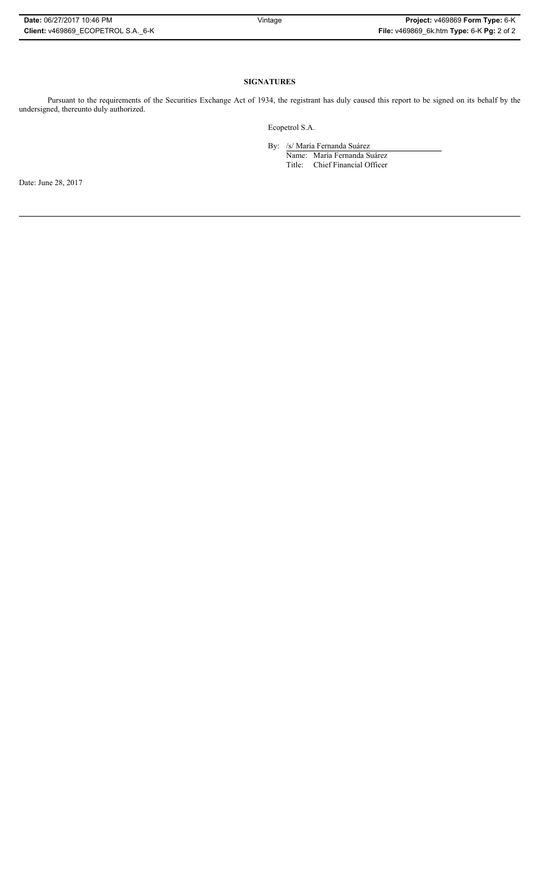**SIGNATURES**

Pursuant to the requirements of the Securities Exchange Act of 1934, the registrant has duly caused this report to be signed on its behalf by the undersigned, thereunto duly authorized.

Ecopetrol S.A.

By: /s/ María Fernanda Suárez
Name: María Fernanda Suárez
Title: Chief Financial Officer

Date: June 28, 2017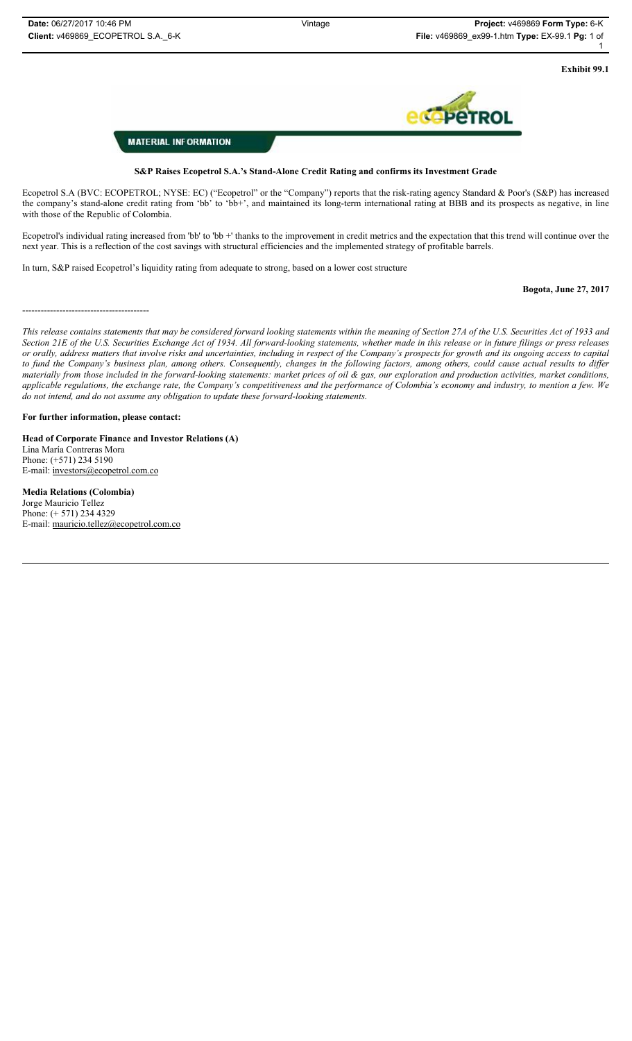**Exhibit 99.1**

**MATERIAL INFORMATION**

**S&P Raises Ecopetrol S.A.'s Stand-Alone Credit Rating and confirms its Investment Grade**

Ecopetrol S.A (BVC: ECOPETROL; NYSE: EC) ("Ecopetrol" or the "Company") reports that the risk-rating agency Standard & Poor's (S&P) has increased the company's stand-alone credit rating from 'bb' to 'bb+', and maintained its long-term international rating at BBB and its prospects as negative, in line with those of the Republic of Colombia.

Ecopetrol's individual rating increased from 'bb' to 'bb +' thanks to the improvement in credit metrics and the expectation that this trend will continue over the next year. This is a reflection of the cost savings with structural efficiencies and the implemented strategy of profitable barrels.

In turn, S&P raised Ecopetrol's liquidity rating from adequate to strong, based on a lower cost structure

**Bogota, June 27, 2017**

-----------------------------------------

*This release contains statements that may be considered forward looking statements within the meaning of Section 27A of the U.S. Securities Act of 1933 and Section 21E of the U.S. Securities Exchange Act of 1934. All forward-looking statements, whether made in this release or in future filings or press releases or orally, address matters that involve risks and uncertainties, including in respect of the Company's prospects for growth and its ongoing access to capital to fund the Company's business plan, among others. Consequently, changes in the following factors, among others, could cause actual results to differ materially from those included in the forward-looking statements: market prices of oil & gas, our exploration and production activities, market conditions, applicable regulations, the exchange rate, the Company's competitiveness and the performance of Colombia's economy and industry, to mention a few. We do not intend, and do not assume any obligation to update these forward-looking statements.*

**For further information, please contact:**

**Head of Corporate Finance and Investor Relations (A)**
Lina María Contreras Mora
Phone: (+571) 234 5190
E-mail: investors@ecopetrol.com.co

**Media Relations (Colombia)**
Jorge Mauricio Tellez
Phone: (+ 571) 234 4329
E-mail: mauricio.tellez@ecopetrol.com.co